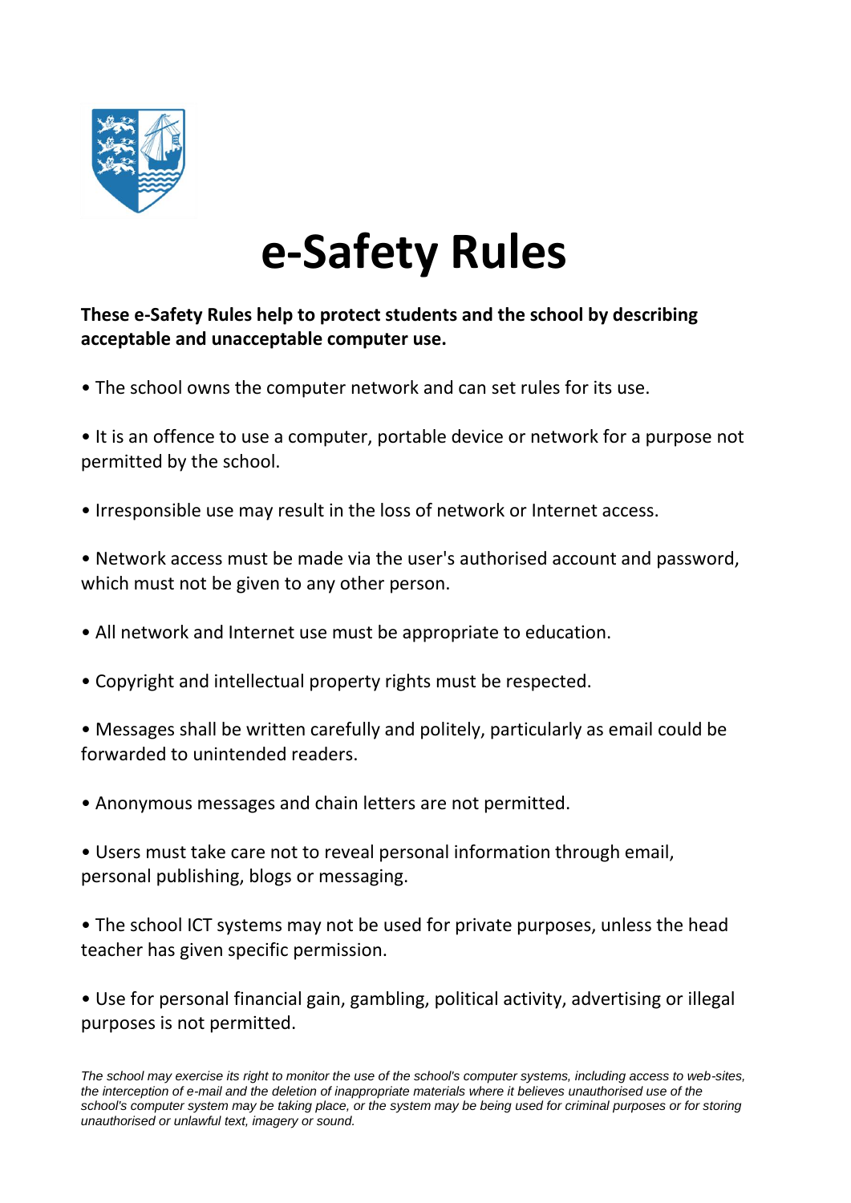# e-Safety Rules

**These e-Safety Rules help to protect students and the school by describing acceptable and unacceptable computer use.**

- The school owns the computer network and can set rules for its use.
- It is an offence to use a computer, portable device or network for a purpose not permitted by the school.
- Irresponsible use may result in the loss of network or Internet access.
- Network access must be made via the user's authorised account and password, which must not be given to any other person.
- All network and Internet use must be appropriate to education.
- Copyright and intellectual property rights must be respected.
- Messages shall be written carefully and politely, particularly as email could be forwarded to unintended readers.
- Anonymous messages and chain letters are not permitted.
- Users must take care not to reveal personal information through email, personal publishing, blogs or messaging.
- The school ICT systems may not be used for private purposes, unless the head teacher has given specific permission.
- Use for personal financial gain, gambling, political activity, advertising or illegal purposes is not permitted.

*The school may exercise its right to monitor the use of the school's computer systems, including access to web-sites, the interception of e-mail and the deletion of inappropriate materials where it believes unauthorised use of the school's computer system may be taking place, or the system may be being used for criminal purposes or for storing unauthorised or unlawful text, imagery or sound.*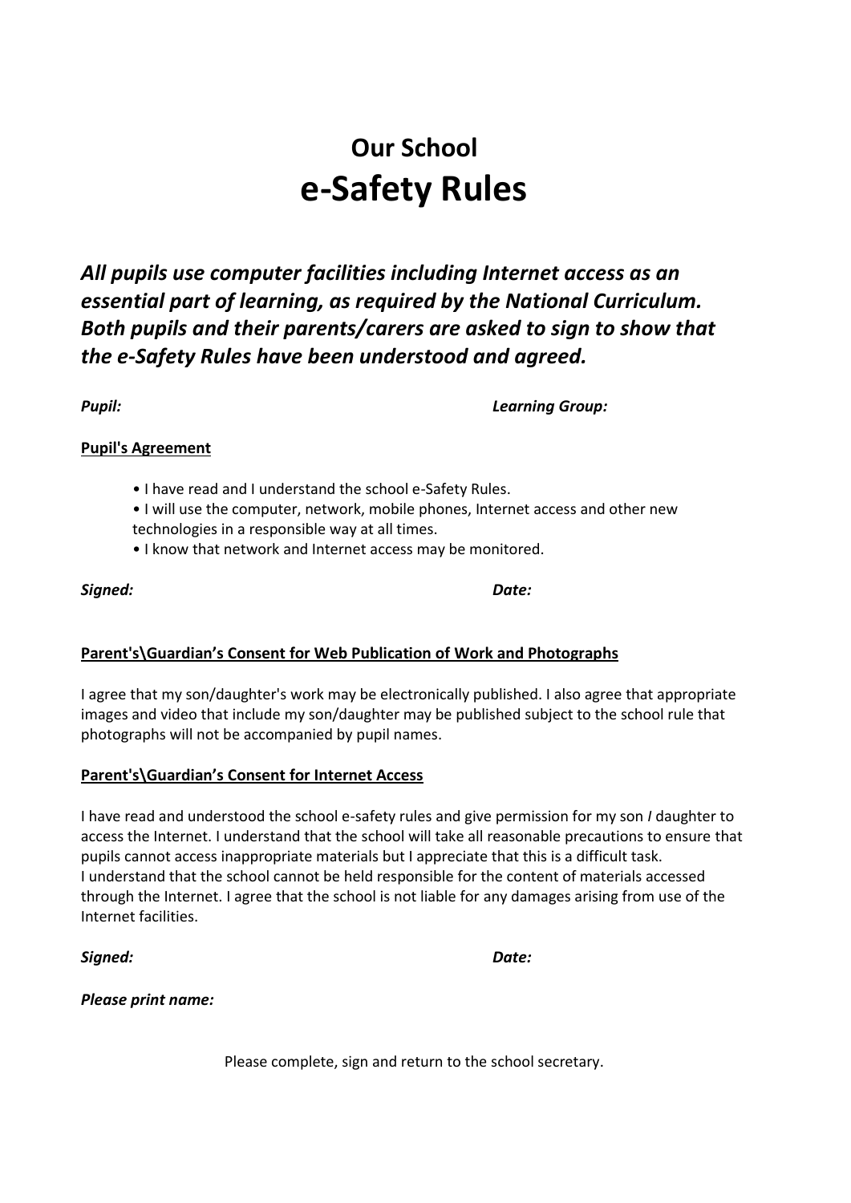# Our School
# e-Safety Rules

***All pupils use computer facilities including Internet access as an essential part of learning, as required by the National Curriculum. Both pupils and their parents/carers are asked to sign to show that the e-Safety Rules have been understood and agreed.***

***Pupil:*** ***Learning Group:***

**Pupil's Agreement**

- I have read and I understand the school e-Safety Rules.
- I will use the computer, network, mobile phones, Internet access and other new technologies in a responsible way at all times.
- I know that network and Internet access may be monitored.

***Signed:*** ***Date:***

**Parent's\Guardian's Consent for Web Publication of Work and Photographs**

I agree that my son/daughter's work may be electronically published. I also agree that appropriate images and video that include my son/daughter may be published subject to the school rule that photographs will not be accompanied by pupil names.

**Parent's\Guardian's Consent for Internet Access**

I have read and understood the school e-safety rules and give permission for my son *I* daughter to access the Internet. I understand that the school will take all reasonable precautions to ensure that pupils cannot access inappropriate materials but I appreciate that this is a difficult task.
I understand that the school cannot be held responsible for the content of materials accessed through the Internet. I agree that the school is not liable for any damages arising from use of the Internet facilities.

***Signed:*** ***Date:***

***Please print name:***

Please complete, sign and return to the school secretary.